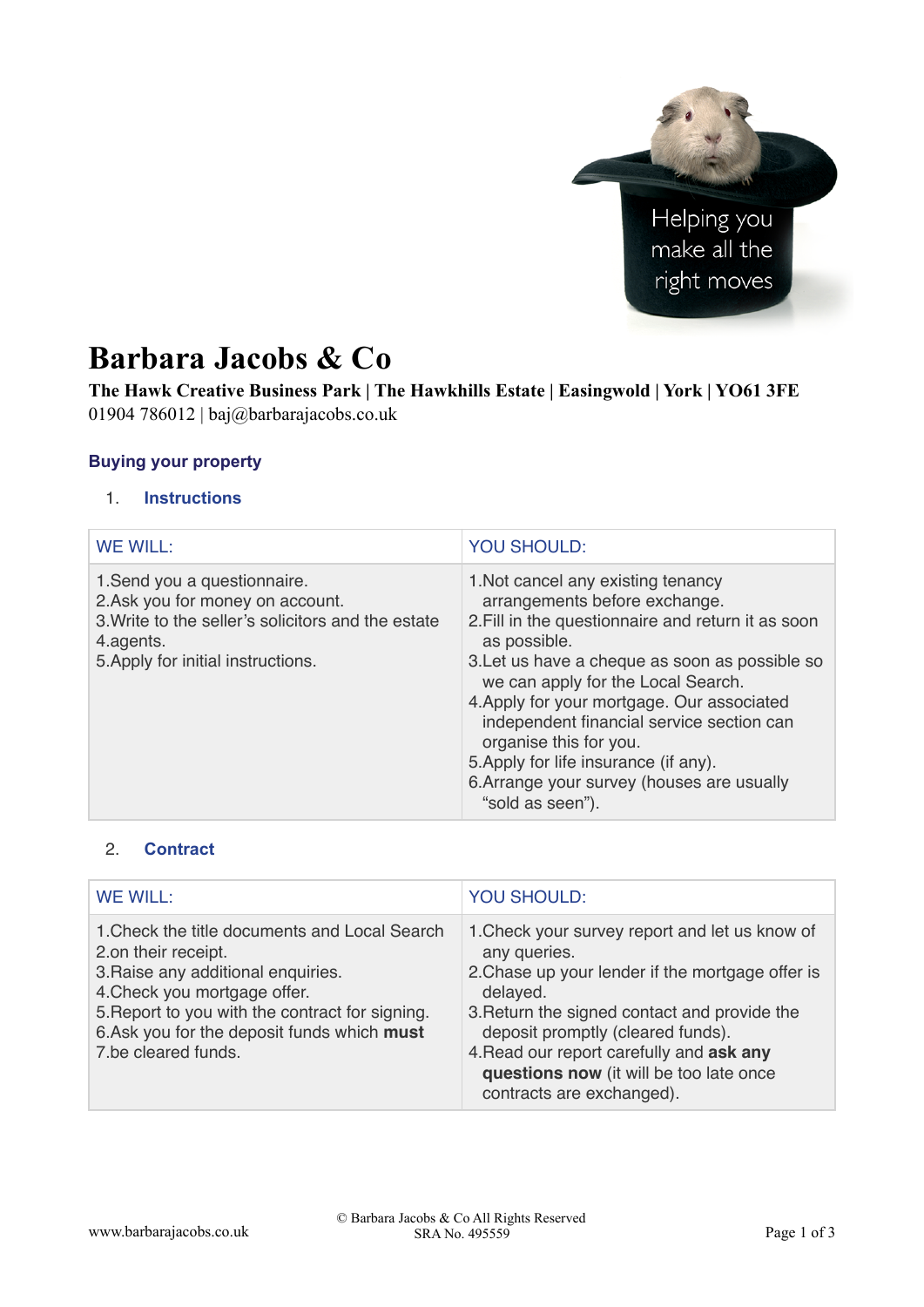Helping you make all the right moves

# Barbara Jacobs & Co

**The Hawk Creative Business Park | The Hawkhills Estate | Easingwold | York | YO61 3FE**
01904 786012 | baj@barbarajacobs.co.uk

## Buying your property

### 1. Instructions

| WE WILL: | YOU SHOULD: |
|---|---|
| 1.Send you a questionnaire.<br>2.Ask you for money on account.<br>3.Write to the seller's solicitors and the estate<br>4.agents.<br>5.Apply for initial instructions. | 1.Not cancel any existing tenancy arrangements before exchange.<br>2.Fill in the questionnaire and return it as soon as possible.<br>3.Let us have a cheque as soon as possible so we can apply for the Local Search.<br>4.Apply for your mortgage. Our associated independent financial service section can organise this for you.<br>5.Apply for life insurance (if any).<br>6.Arrange your survey (houses are usually "sold as seen"). |

### 2. Contract

| WE WILL: | YOU SHOULD: |
|---|---|
| 1.Check the title documents and Local Search<br>2.on their receipt.<br>3.Raise any additional enquiries.<br>4.Check you mortgage offer.<br>5.Report to you with the contract for signing.<br>6.Ask you for the deposit funds which **must**<br>7.be cleared funds. | 1.Check your survey report and let us know of any queries.<br>2.Chase up your lender if the mortgage offer is delayed.<br>3.Return the signed contact and provide the deposit promptly (cleared funds).<br>4.Read our report carefully and **ask any questions now** (it will be too late once contracts are exchanged). |

www.barbarajacobs.co.uk

© Barbara Jacobs & Co All Rights Reserved
SRA No. 495559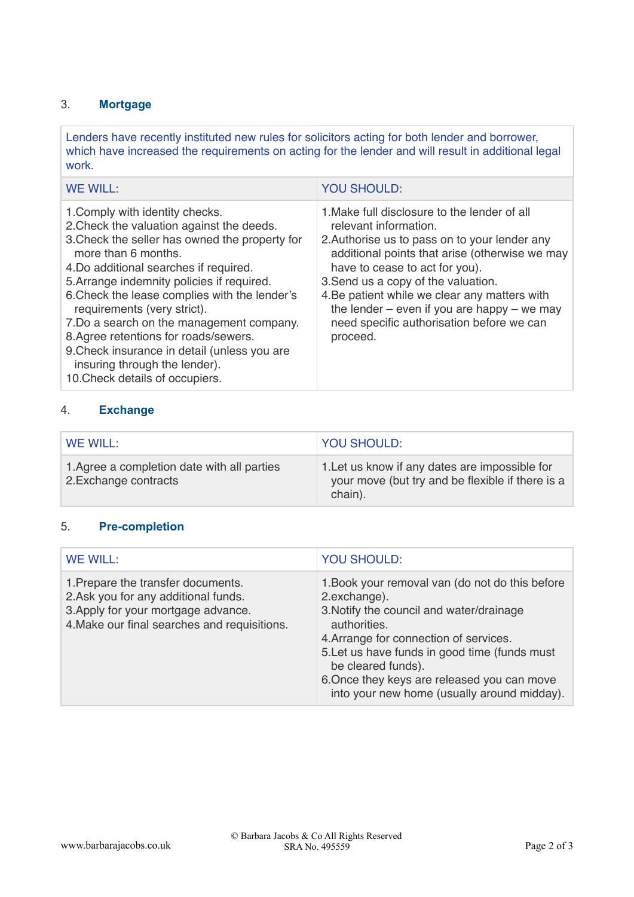## 3. Mortgage

| Lenders have recently instituted new rules for solicitors acting for both lender and borrower, which have increased the requirements on acting for the lender and will result in additional legal work. | |
|---|---|
| WE WILL: | YOU SHOULD: |
| 1.Comply with identity checks.<br>2.Check the valuation against the deeds.<br>3.Check the seller has owned the property for more than 6 months.<br>4.Do additional searches if required.<br>5.Arrange indemnity policies if required.<br>6.Check the lease complies with the lender's requirements (very strict).<br>7.Do a search on the management company.<br>8.Agree retentions for roads/sewers.<br>9.Check insurance in detail (unless you are insuring through the lender).<br>10.Check details of occupiers. | 1.Make full disclosure to the lender of all relevant information.<br>2.Authorise us to pass on to your lender any additional points that arise (otherwise we may have to cease to act for you).<br>3.Send us a copy of the valuation.<br>4.Be patient while we clear any matters with the lender – even if you are happy – we may need specific authorisation before we can proceed. |

## 4. Exchange

| WE WILL: | YOU SHOULD: |
|---|---|
| 1.Agree a completion date with all parties<br>2.Exchange contracts | 1.Let us know if any dates are impossible for your move (but try and be flexible if there is a chain). |

## 5. Pre-completion

| WE WILL: | YOU SHOULD: |
|---|---|
| 1.Prepare the transfer documents.<br>2.Ask you for any additional funds.<br>3.Apply for your mortgage advance.<br>4.Make our final searches and requisitions. | 1.Book your removal van (do not do this before<br>2.exchange).<br>3.Notify the council and water/drainage authorities.<br>4.Arrange for connection of services.<br>5.Let us have funds in good time (funds must be cleared funds).<br>6.Once they keys are released you can move into your new home (usually around midday). |

www.barbarajacobs.co.uk

© Barbara Jacobs & Co All Rights Reserved
SRA No. 495559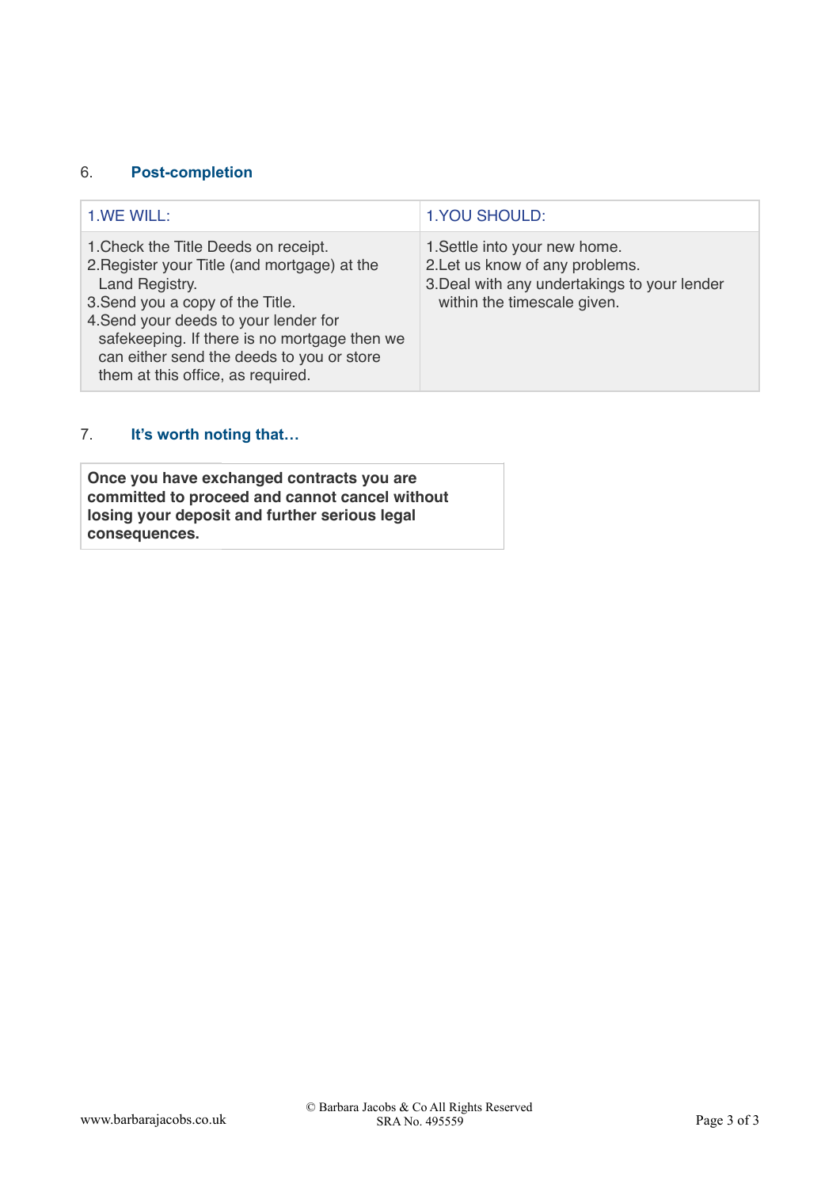## 6. Post-completion

| 1.WE WILL: | 1.YOU SHOULD: |
| --- | --- |
| 1.Check the Title Deeds on receipt.<br>2.Register your Title (and mortgage) at the Land Registry.<br>3.Send you a copy of the Title.<br>4.Send your deeds to your lender for safekeeping. If there is no mortgage then we can either send the deeds to you or store them at this office, as required. | 1.Settle into your new home.<br>2.Let us know of any problems.<br>3.Deal with any undertakings to your lender within the timescale given. |

## 7. It's worth noting that…

**Once you have exchanged contracts you are committed to proceed and cannot cancel without losing your deposit and further serious legal consequences.**

www.barbarajacobs.co.uk

© Barbara Jacobs & Co All Rights Reserved
SRA No. 495559